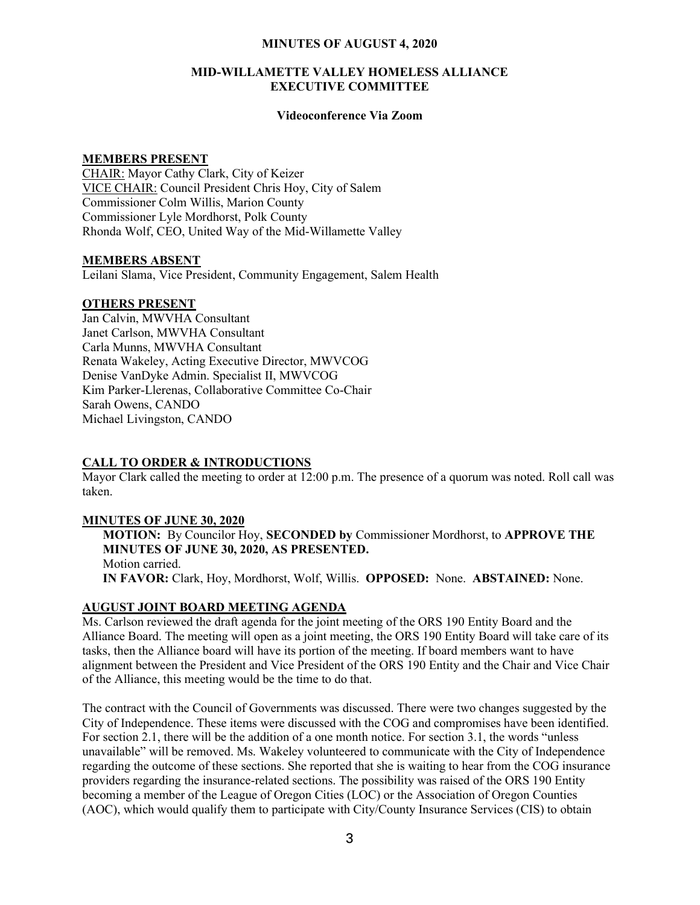# MINUTES OF AUGUST 4, 2020

## MID-WILLAMETTE VALLEY HOMELESS ALLIANCE EXECUTIVE COMMITTEE

### Videoconference Via Zoom

**MEMBERS PRESENT**

CHAIR: Mayor Cathy Clark, City of Keizer
VICE CHAIR: Council President Chris Hoy, City of Salem
Commissioner Colm Willis, Marion County
Commissioner Lyle Mordhorst, Polk County
Rhonda Wolf, CEO, United Way of the Mid-Willamette Valley

**MEMBERS ABSENT**

Leilani Slama, Vice President, Community Engagement, Salem Health

**OTHERS PRESENT**

Jan Calvin, MWVHA Consultant
Janet Carlson, MWVHA Consultant
Carla Munns, MWVHA Consultant
Renata Wakeley, Acting Executive Director, MWVCOG
Denise VanDyke Admin. Specialist II, MWVCOG
Kim Parker-Llerenas, Collaborative Committee Co-Chair
Sarah Owens, CANDO
Michael Livingston, CANDO

**CALL TO ORDER & INTRODUCTIONS**

Mayor Clark called the meeting to order at 12:00 p.m. The presence of a quorum was noted. Roll call was taken.

**MINUTES OF JUNE 30, 2020**

**MOTION:** By Councilor Hoy, **SECONDED by** Commissioner Mordhorst, to **APPROVE THE MINUTES OF JUNE 30, 2020, AS PRESENTED.**
Motion carried.
**IN FAVOR:** Clark, Hoy, Mordhorst, Wolf, Willis. **OPPOSED:** None. **ABSTAINED:** None.

**AUGUST JOINT BOARD MEETING AGENDA**

Ms. Carlson reviewed the draft agenda for the joint meeting of the ORS 190 Entity Board and the Alliance Board. The meeting will open as a joint meeting, the ORS 190 Entity Board will take care of its tasks, then the Alliance board will have its portion of the meeting. If board members want to have alignment between the President and Vice President of the ORS 190 Entity and the Chair and Vice Chair of the Alliance, this meeting would be the time to do that.

The contract with the Council of Governments was discussed. There were two changes suggested by the City of Independence. These items were discussed with the COG and compromises have been identified. For section 2.1, there will be the addition of a one month notice. For section 3.1, the words "unless unavailable" will be removed. Ms. Wakeley volunteered to communicate with the City of Independence regarding the outcome of these sections. She reported that she is waiting to hear from the COG insurance providers regarding the insurance-related sections. The possibility was raised of the ORS 190 Entity becoming a member of the League of Oregon Cities (LOC) or the Association of Oregon Counties (AOC), which would qualify them to participate with City/County Insurance Services (CIS) to obtain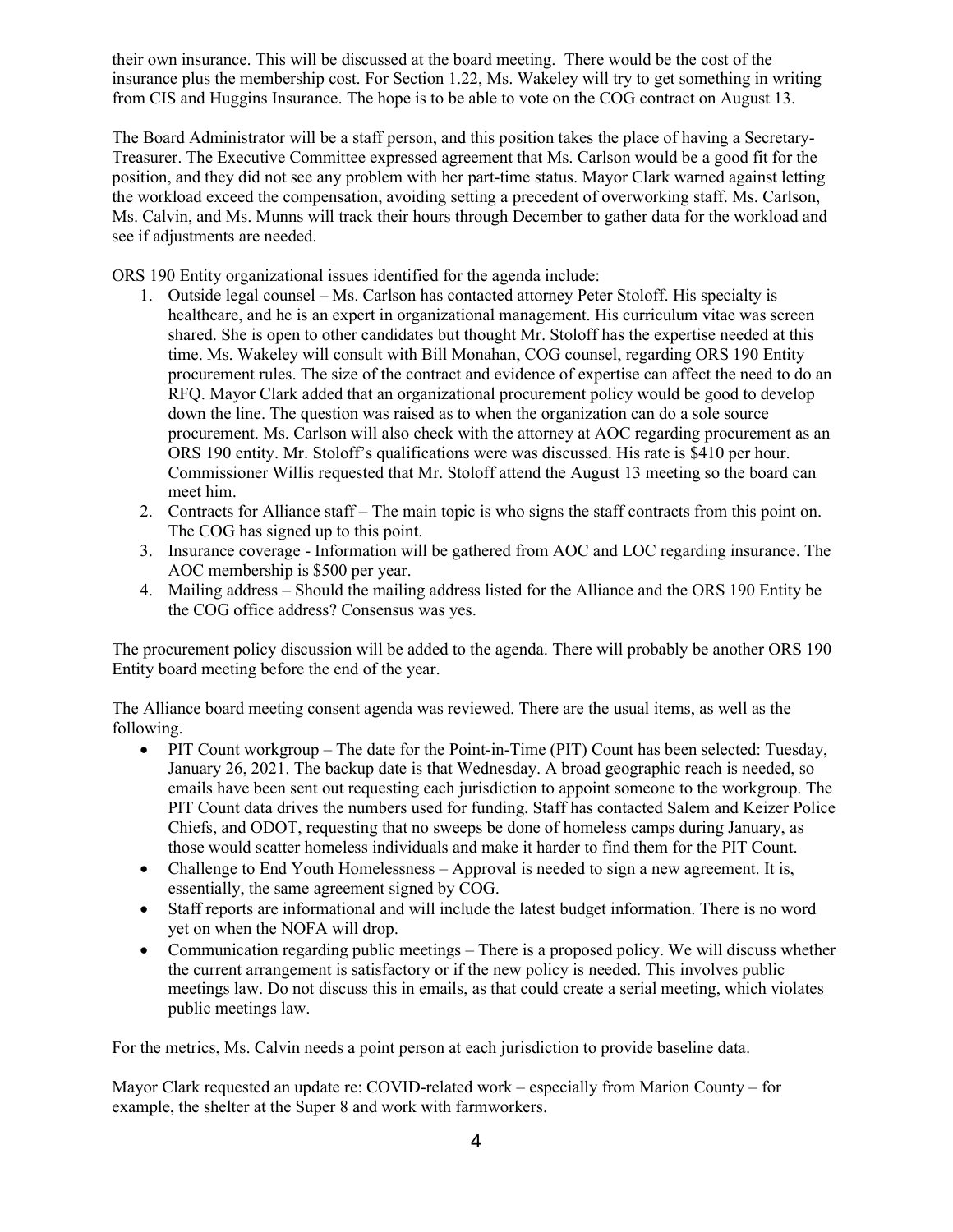their own insurance. This will be discussed at the board meeting. There would be the cost of the insurance plus the membership cost. For Section 1.22, Ms. Wakeley will try to get something in writing from CIS and Huggins Insurance. The hope is to be able to vote on the COG contract on August 13.

The Board Administrator will be a staff person, and this position takes the place of having a Secretary-Treasurer. The Executive Committee expressed agreement that Ms. Carlson would be a good fit for the position, and they did not see any problem with her part-time status. Mayor Clark warned against letting the workload exceed the compensation, avoiding setting a precedent of overworking staff. Ms. Carlson, Ms. Calvin, and Ms. Munns will track their hours through December to gather data for the workload and see if adjustments are needed.

ORS 190 Entity organizational issues identified for the agenda include:

1. Outside legal counsel – Ms. Carlson has contacted attorney Peter Stoloff. His specialty is healthcare, and he is an expert in organizational management. His curriculum vitae was screen shared. She is open to other candidates but thought Mr. Stoloff has the expertise needed at this time. Ms. Wakeley will consult with Bill Monahan, COG counsel, regarding ORS 190 Entity procurement rules. The size of the contract and evidence of expertise can affect the need to do an RFQ. Mayor Clark added that an organizational procurement policy would be good to develop down the line. The question was raised as to when the organization can do a sole source procurement. Ms. Carlson will also check with the attorney at AOC regarding procurement as an ORS 190 entity. Mr. Stoloff's qualifications were was discussed. His rate is $410 per hour. Commissioner Willis requested that Mr. Stoloff attend the August 13 meeting so the board can meet him.
2. Contracts for Alliance staff – The main topic is who signs the staff contracts from this point on. The COG has signed up to this point.
3. Insurance coverage - Information will be gathered from AOC and LOC regarding insurance. The AOC membership is $500 per year.
4. Mailing address – Should the mailing address listed for the Alliance and the ORS 190 Entity be the COG office address? Consensus was yes.

The procurement policy discussion will be added to the agenda. There will probably be another ORS 190 Entity board meeting before the end of the year.

The Alliance board meeting consent agenda was reviewed. There are the usual items, as well as the following.

- PIT Count workgroup – The date for the Point-in-Time (PIT) Count has been selected: Tuesday, January 26, 2021. The backup date is that Wednesday. A broad geographic reach is needed, so emails have been sent out requesting each jurisdiction to appoint someone to the workgroup. The PIT Count data drives the numbers used for funding. Staff has contacted Salem and Keizer Police Chiefs, and ODOT, requesting that no sweeps be done of homeless camps during January, as those would scatter homeless individuals and make it harder to find them for the PIT Count.
- Challenge to End Youth Homelessness – Approval is needed to sign a new agreement. It is, essentially, the same agreement signed by COG.
- Staff reports are informational and will include the latest budget information. There is no word yet on when the NOFA will drop.
- Communication regarding public meetings – There is a proposed policy. We will discuss whether the current arrangement is satisfactory or if the new policy is needed. This involves public meetings law. Do not discuss this in emails, as that could create a serial meeting, which violates public meetings law.

For the metrics, Ms. Calvin needs a point person at each jurisdiction to provide baseline data.

Mayor Clark requested an update re: COVID-related work – especially from Marion County – for example, the shelter at the Super 8 and work with farmworkers.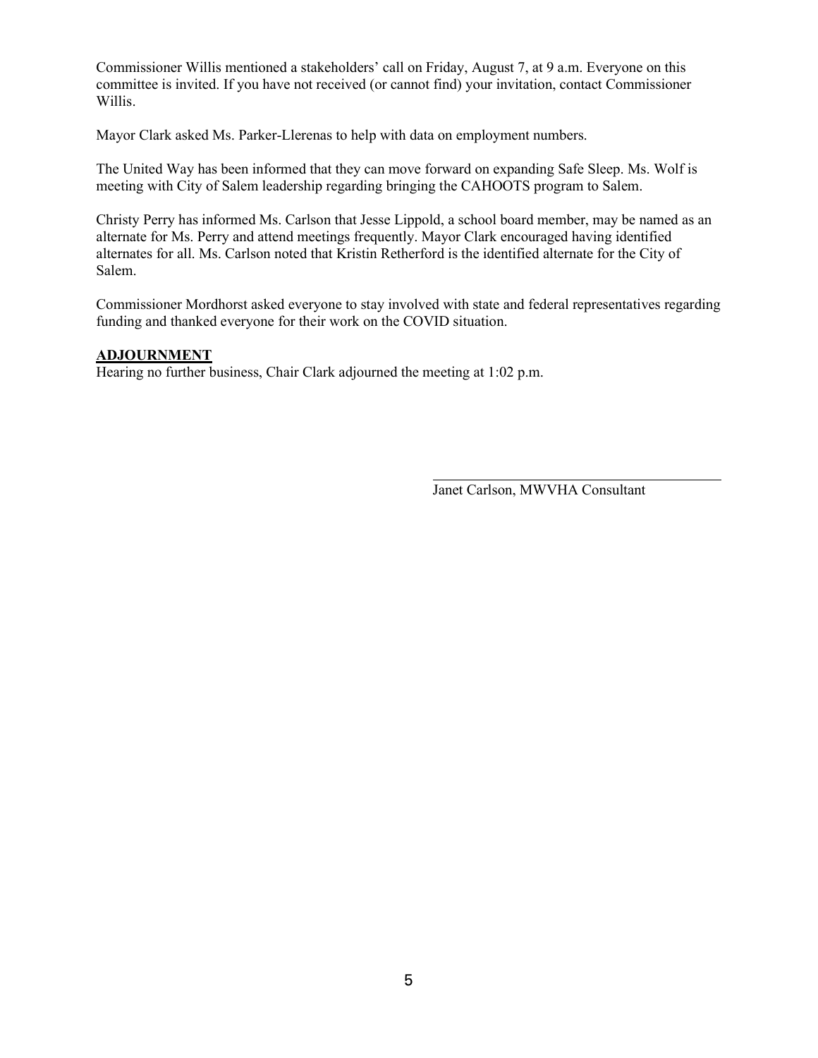Commissioner Willis mentioned a stakeholders' call on Friday, August 7, at 9 a.m. Everyone on this committee is invited. If you have not received (or cannot find) your invitation, contact Commissioner Willis.

Mayor Clark asked Ms. Parker-Llerenas to help with data on employment numbers.

The United Way has been informed that they can move forward on expanding Safe Sleep. Ms. Wolf is meeting with City of Salem leadership regarding bringing the CAHOOTS program to Salem.

Christy Perry has informed Ms. Carlson that Jesse Lippold, a school board member, may be named as an alternate for Ms. Perry and attend meetings frequently. Mayor Clark encouraged having identified alternates for all. Ms. Carlson noted that Kristin Retherford is the identified alternate for the City of Salem.

Commissioner Mordhorst asked everyone to stay involved with state and federal representatives regarding funding and thanked everyone for their work on the COVID situation.

**ADJOURNMENT**

Hearing no further business, Chair Clark adjourned the meeting at 1:02 p.m.

Janet Carlson, MWVHA Consultant